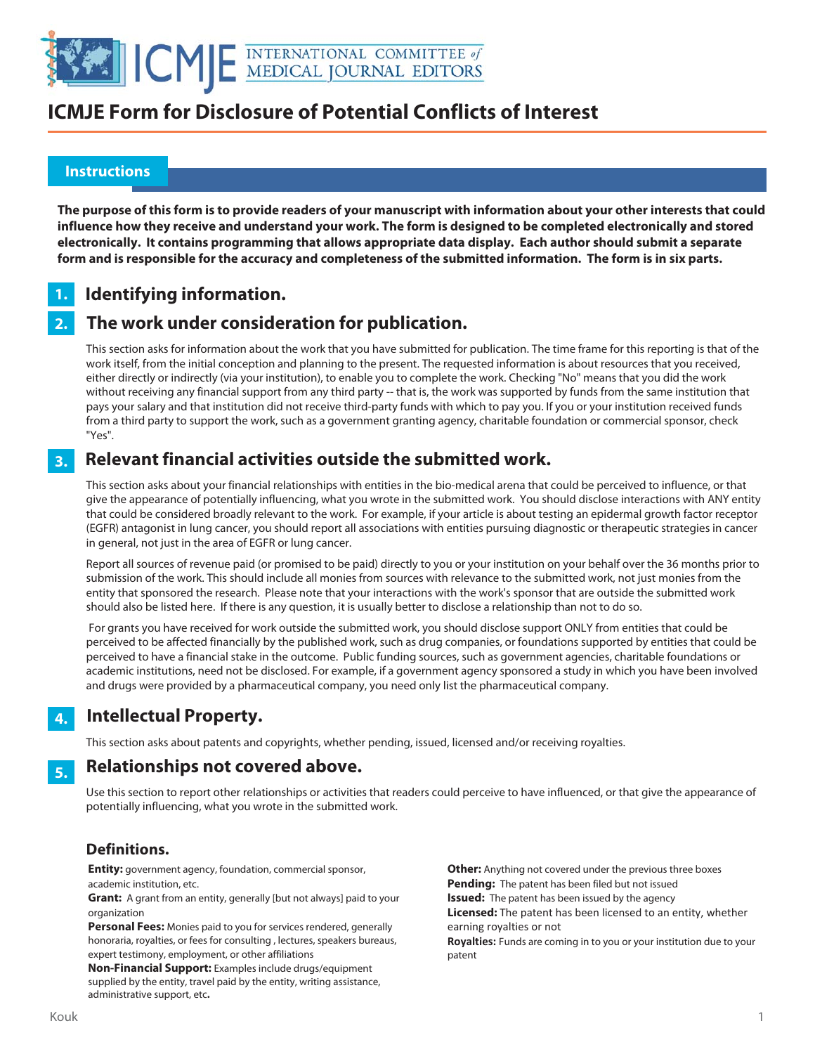# ICMJE Form for Disclosure of Potential Conflicts of Interest

## Instructions

**The purpose of this form is to provide readers of your manuscript with information about your other interests that could influence how they receive and understand your work. The form is designed to be completed electronically and stored electronically. It contains programming that allows appropriate data display. Each author should submit a separate form and is responsible for the accuracy and completeness of the submitted information. The form is in six parts.**

## 1. Identifying information.

## 2. The work under consideration for publication.

This section asks for information about the work that you have submitted for publication. The time frame for this reporting is that of the work itself, from the initial conception and planning to the present. The requested information is about resources that you received, either directly or indirectly (via your institution), to enable you to complete the work. Checking "No" means that you did the work without receiving any financial support from any third party -- that is, the work was supported by funds from the same institution that pays your salary and that institution did not receive third-party funds with which to pay you. If you or your institution received funds from a third party to support the work, such as a government granting agency, charitable foundation or commercial sponsor, check "Yes".

## 3. Relevant financial activities outside the submitted work.

This section asks about your financial relationships with entities in the bio-medical arena that could be perceived to influence, or that give the appearance of potentially influencing, what you wrote in the submitted work. You should disclose interactions with ANY entity that could be considered broadly relevant to the work. For example, if your article is about testing an epidermal growth factor receptor (EGFR) antagonist in lung cancer, you should report all associations with entities pursuing diagnostic or therapeutic strategies in cancer in general, not just in the area of EGFR or lung cancer.

Report all sources of revenue paid (or promised to be paid) directly to you or your institution on your behalf over the 36 months prior to submission of the work. This should include all monies from sources with relevance to the submitted work, not just monies from the entity that sponsored the research. Please note that your interactions with the work's sponsor that are outside the submitted work should also be listed here. If there is any question, it is usually better to disclose a relationship than not to do so.

For grants you have received for work outside the submitted work, you should disclose support ONLY from entities that could be perceived to be affected financially by the published work, such as drug companies, or foundations supported by entities that could be perceived to have a financial stake in the outcome. Public funding sources, such as government agencies, charitable foundations or academic institutions, need not be disclosed. For example, if a government agency sponsored a study in which you have been involved and drugs were provided by a pharmaceutical company, you need only list the pharmaceutical company.

## 4. Intellectual Property.

This section asks about patents and copyrights, whether pending, issued, licensed and/or receiving royalties.

## 5. Relationships not covered above.

Use this section to report other relationships or activities that readers could perceive to have influenced, or that give the appearance of potentially influencing, what you wrote in the submitted work.

### Definitions.

**Entity:** government agency, foundation, commercial sponsor, academic institution, etc.

**Grant:** A grant from an entity, generally [but not always] paid to your organization

**Personal Fees:** Monies paid to you for services rendered, generally honoraria, royalties, or fees for consulting , lectures, speakers bureaus, expert testimony, employment, or other affiliations

**Non-Financial Support:** Examples include drugs/equipment supplied by the entity, travel paid by the entity, writing assistance, administrative support, etc**.**

**Other:** Anything not covered under the previous three boxes

**Pending:** The patent has been filed but not issued

**Issued:** The patent has been issued by the agency

**Licensed:** The patent has been licensed to an entity, whether earning royalties or not

**Royalties:** Funds are coming in to you or your institution due to your patent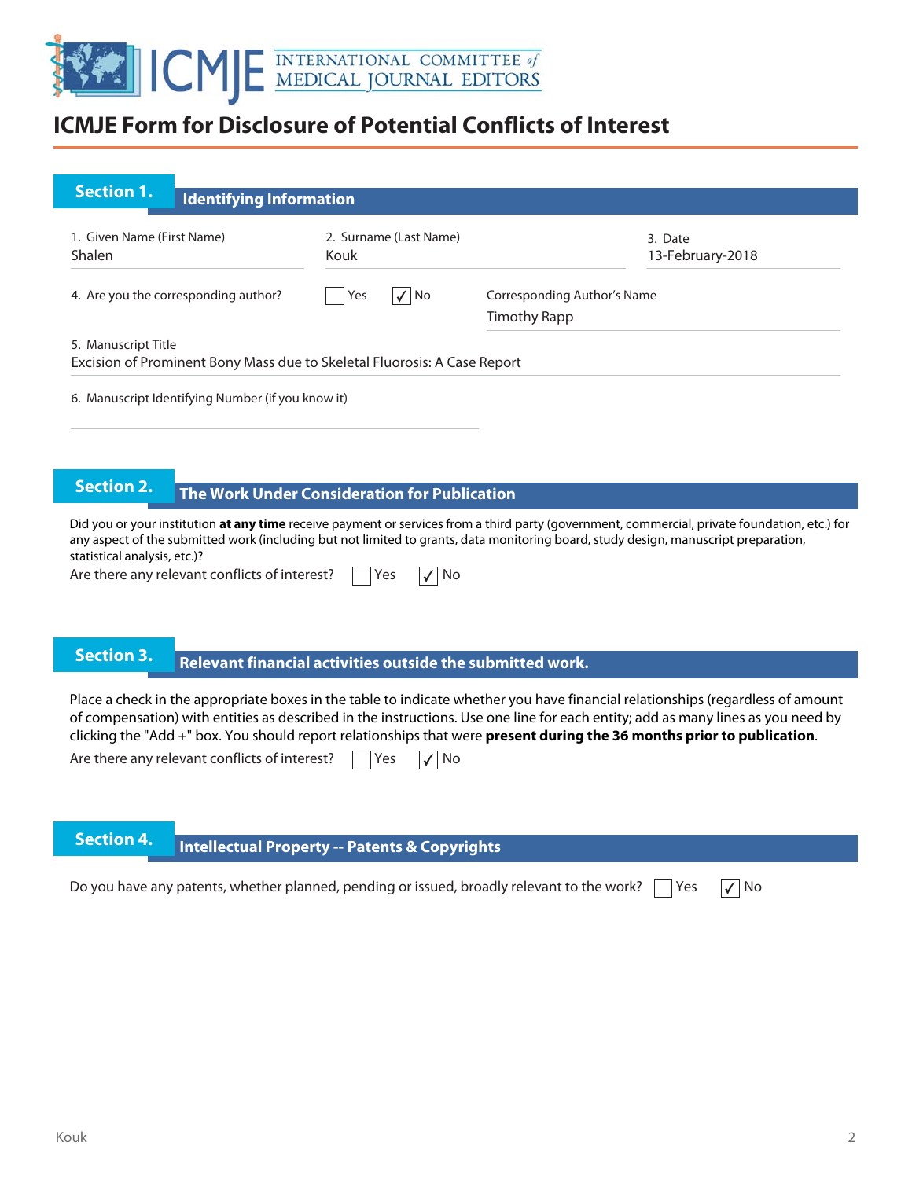# ICMJE Form for Disclosure of Potential Conflicts of Interest

## Section 1. Identifying Information

1. Given Name (First Name)
Shalen

2. Surname (Last Name)
Kouk

3. Date
13-February-2018

4. Are you the corresponding author? ☐ Yes ☑ No

Corresponding Author's Name
Timothy Rapp

5. Manuscript Title
Excision of Prominent Bony Mass due to Skeletal Fluorosis: A Case Report

6. Manuscript Identifying Number (if you know it)

## Section 2. The Work Under Consideration for Publication

Did you or your institution **at any time** receive payment or services from a third party (government, commercial, private foundation, etc.) for any aspect of the submitted work (including but not limited to grants, data monitoring board, study design, manuscript preparation, statistical analysis, etc.)?

Are there any relevant conflicts of interest? ☐ Yes ☑ No

## Section 3. Relevant financial activities outside the submitted work.

Place a check in the appropriate boxes in the table to indicate whether you have financial relationships (regardless of amount of compensation) with entities as described in the instructions. Use one line for each entity; add as many lines as you need by clicking the "Add +" box. You should report relationships that were **present during the 36 months prior to publication**.

Are there any relevant conflicts of interest? ☐ Yes ☑ No

## Section 4. Intellectual Property -- Patents & Copyrights

Do you have any patents, whether planned, pending or issued, broadly relevant to the work? ☐ Yes ☑ No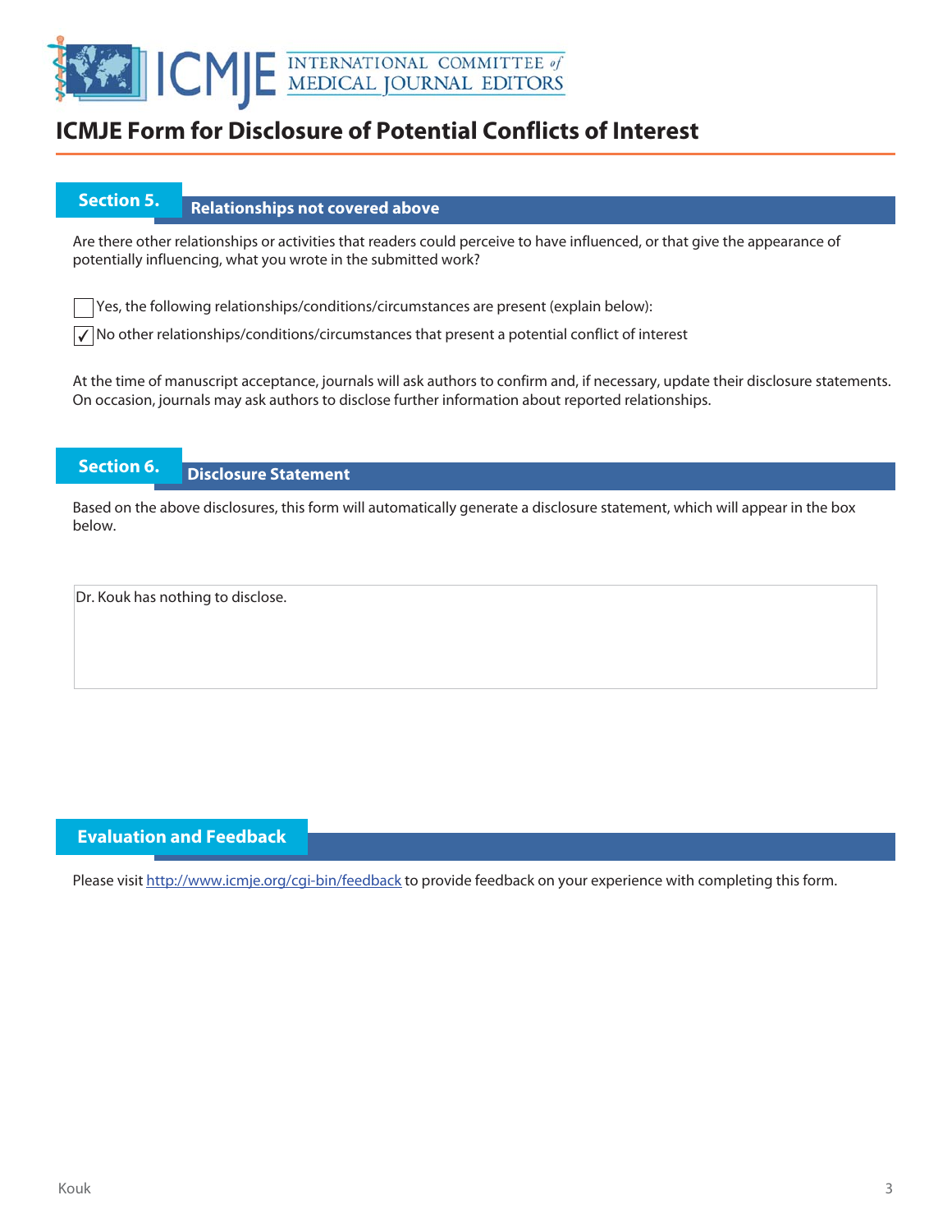# ICMJE Form for Disclosure of Potential Conflicts of Interest

## Section 5. Relationships not covered above

Are there other relationships or activities that readers could perceive to have influenced, or that give the appearance of potentially influencing, what you wrote in the submitted work?

☐ Yes, the following relationships/conditions/circumstances are present (explain below):

☑ No other relationships/conditions/circumstances that present a potential conflict of interest

At the time of manuscript acceptance, journals will ask authors to confirm and, if necessary, update their disclosure statements. On occasion, journals may ask authors to disclose further information about reported relationships.

## Section 6. Disclosure Statement

Based on the above disclosures, this form will automatically generate a disclosure statement, which will appear in the box below.

Dr. Kouk has nothing to disclose.

## Evaluation and Feedback

Please visit http://www.icmje.org/cgi-bin/feedback to provide feedback on your experience with completing this form.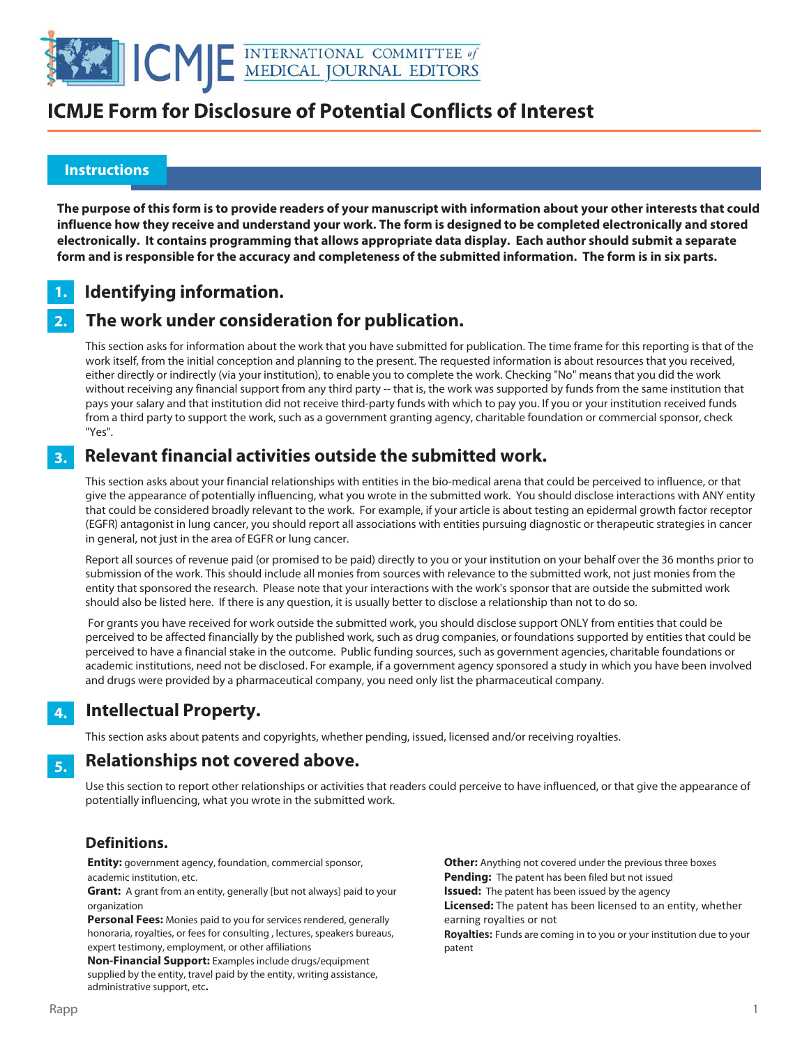# ICMJE Form for Disclosure of Potential Conflicts of Interest

## Instructions

**The purpose of this form is to provide readers of your manuscript with information about your other interests that could influence how they receive and understand your work. The form is designed to be completed electronically and stored electronically. It contains programming that allows appropriate data display. Each author should submit a separate form and is responsible for the accuracy and completeness of the submitted information. The form is in six parts.**

### 1. Identifying information.

### 2. The work under consideration for publication.

This section asks for information about the work that you have submitted for publication. The time frame for this reporting is that of the work itself, from the initial conception and planning to the present. The requested information is about resources that you received, either directly or indirectly (via your institution), to enable you to complete the work. Checking "No" means that you did the work without receiving any financial support from any third party -- that is, the work was supported by funds from the same institution that pays your salary and that institution did not receive third-party funds with which to pay you. If you or your institution received funds from a third party to support the work, such as a government granting agency, charitable foundation or commercial sponsor, check "Yes".

### 3. Relevant financial activities outside the submitted work.

This section asks about your financial relationships with entities in the bio-medical arena that could be perceived to influence, or that give the appearance of potentially influencing, what you wrote in the submitted work. You should disclose interactions with ANY entity that could be considered broadly relevant to the work. For example, if your article is about testing an epidermal growth factor receptor (EGFR) antagonist in lung cancer, you should report all associations with entities pursuing diagnostic or therapeutic strategies in cancer in general, not just in the area of EGFR or lung cancer.

Report all sources of revenue paid (or promised to be paid) directly to you or your institution on your behalf over the 36 months prior to submission of the work. This should include all monies from sources with relevance to the submitted work, not just monies from the entity that sponsored the research. Please note that your interactions with the work's sponsor that are outside the submitted work should also be listed here. If there is any question, it is usually better to disclose a relationship than not to do so.

For grants you have received for work outside the submitted work, you should disclose support ONLY from entities that could be perceived to be affected financially by the published work, such as drug companies, or foundations supported by entities that could be perceived to have a financial stake in the outcome. Public funding sources, such as government agencies, charitable foundations or academic institutions, need not be disclosed. For example, if a government agency sponsored a study in which you have been involved and drugs were provided by a pharmaceutical company, you need only list the pharmaceutical company.

### 4. Intellectual Property.

This section asks about patents and copyrights, whether pending, issued, licensed and/or receiving royalties.

### 5. Relationships not covered above.

Use this section to report other relationships or activities that readers could perceive to have influenced, or that give the appearance of potentially influencing, what you wrote in the submitted work.

### Definitions.

**Entity:** government agency, foundation, commercial sponsor, academic institution, etc.

**Grant:** A grant from an entity, generally [but not always] paid to your organization

**Personal Fees:** Monies paid to you for services rendered, generally honoraria, royalties, or fees for consulting , lectures, speakers bureaus, expert testimony, employment, or other affiliations

**Non-Financial Support:** Examples include drugs/equipment supplied by the entity, travel paid by the entity, writing assistance, administrative support, etc**.**

**Other:** Anything not covered under the previous three boxes

**Pending:** The patent has been filed but not issued

**Issued:** The patent has been issued by the agency

**Licensed:** The patent has been licensed to an entity, whether earning royalties or not

**Royalties:** Funds are coming in to you or your institution due to your patent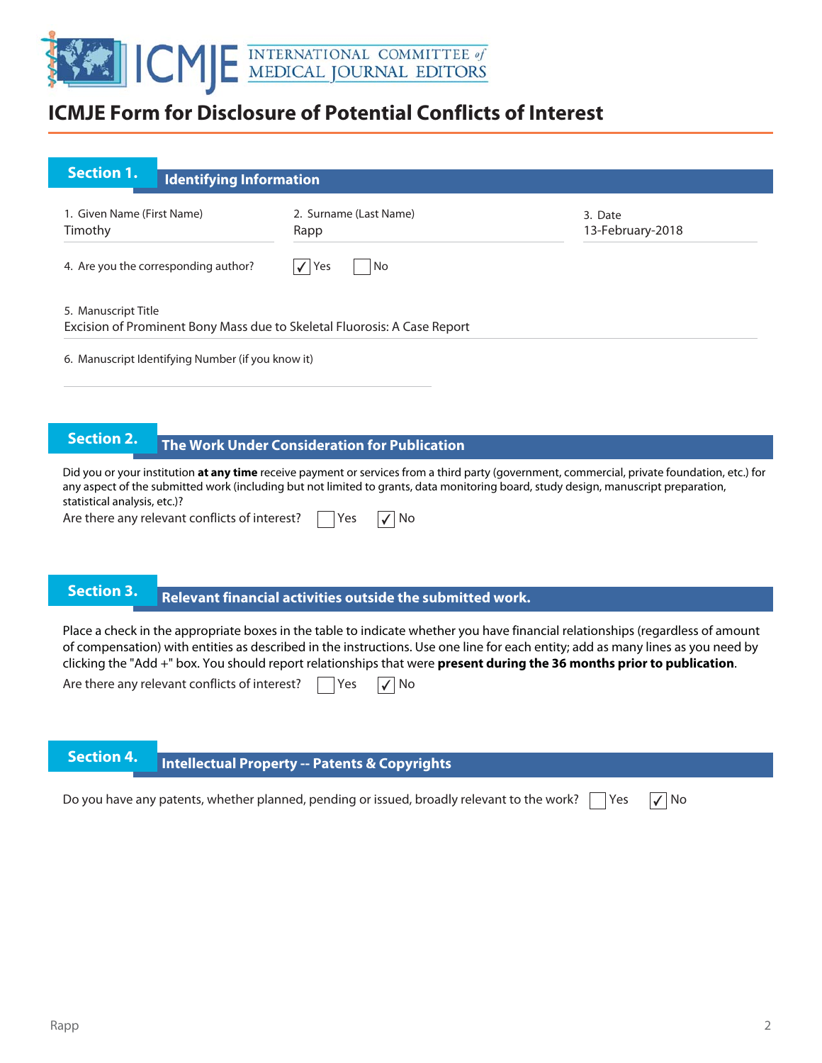# ICMJE Form for Disclosure of Potential Conflicts of Interest

## Section 1. Identifying Information

1. Given Name (First Name): Timothy
2. Surname (Last Name): Rapp
3. Date: 13-February-2018

4. Are you the corresponding author? ☑ Yes ☐ No

5. Manuscript Title
Excision of Prominent Bony Mass due to Skeletal Fluorosis: A Case Report

6. Manuscript Identifying Number (if you know it)

## Section 2. The Work Under Consideration for Publication

Did you or your institution **at any time** receive payment or services from a third party (government, commercial, private foundation, etc.) for any aspect of the submitted work (including but not limited to grants, data monitoring board, study design, manuscript preparation, statistical analysis, etc.)?

Are there any relevant conflicts of interest? ☐ Yes ☑ No

## Section 3. Relevant financial activities outside the submitted work.

Place a check in the appropriate boxes in the table to indicate whether you have financial relationships (regardless of amount of compensation) with entities as described in the instructions. Use one line for each entity; add as many lines as you need by clicking the "Add +" box. You should report relationships that were **present during the 36 months prior to publication**.

Are there any relevant conflicts of interest? ☐ Yes ☑ No

## Section 4. Intellectual Property -- Patents & Copyrights

Do you have any patents, whether planned, pending or issued, broadly relevant to the work? ☐ Yes ☑ No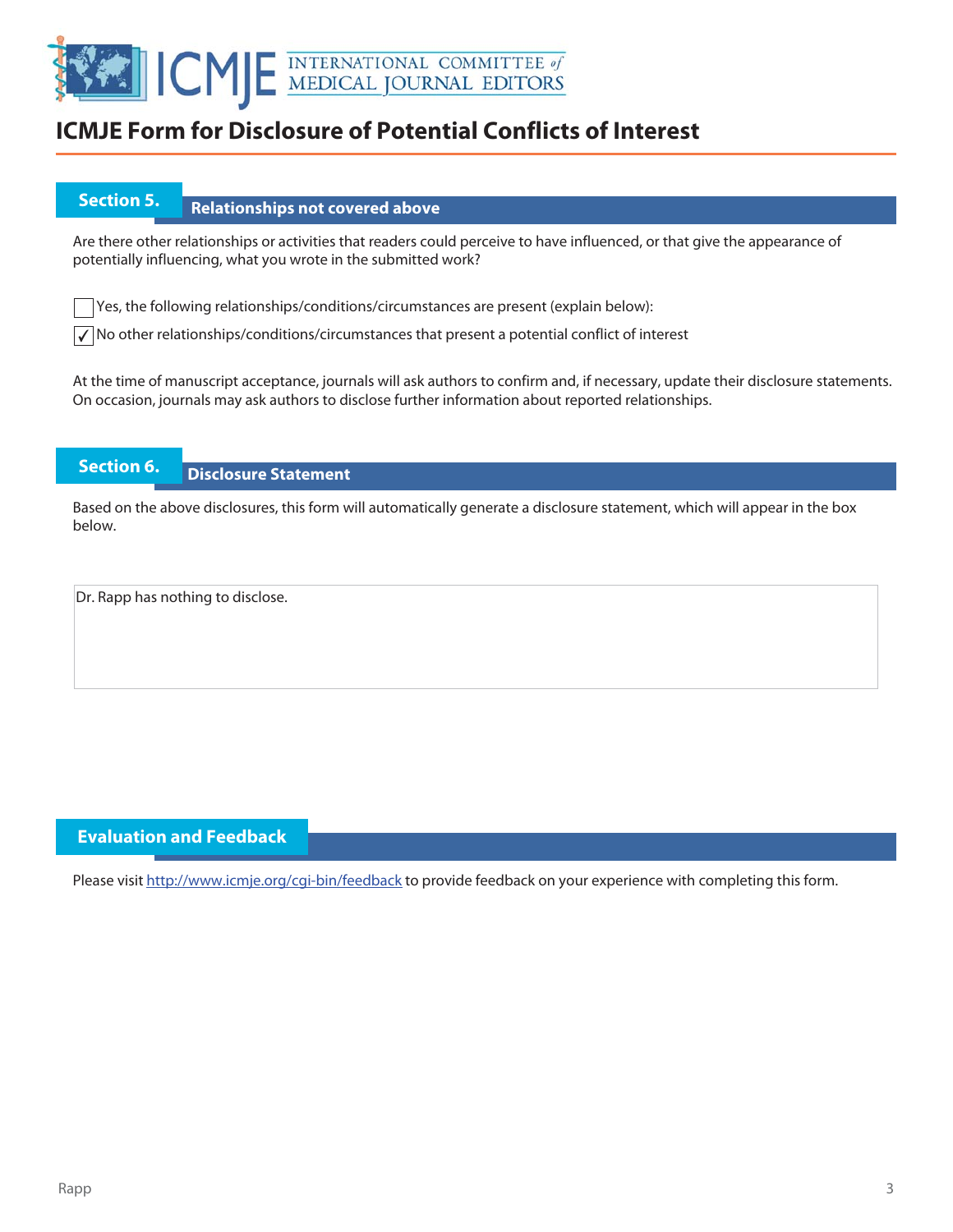# ICMJE Form for Disclosure of Potential Conflicts of Interest

## Section 5. Relationships not covered above

Are there other relationships or activities that readers could perceive to have influenced, or that give the appearance of potentially influencing, what you wrote in the submitted work?

☐ Yes, the following relationships/conditions/circumstances are present (explain below):

☑ No other relationships/conditions/circumstances that present a potential conflict of interest

At the time of manuscript acceptance, journals will ask authors to confirm and, if necessary, update their disclosure statements. On occasion, journals may ask authors to disclose further information about reported relationships.

## Section 6. Disclosure Statement

Based on the above disclosures, this form will automatically generate a disclosure statement, which will appear in the box below.

Dr. Rapp has nothing to disclose.

## Evaluation and Feedback

Please visit http://www.icmje.org/cgi-bin/feedback to provide feedback on your experience with completing this form.